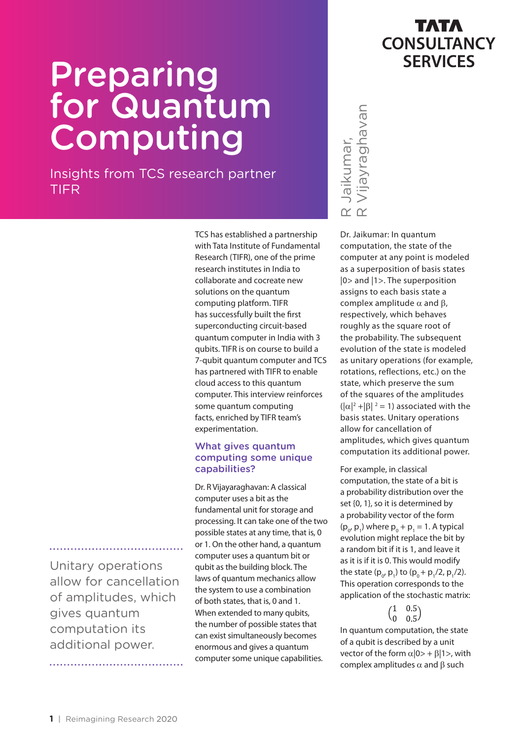# Preparing for Quantum Computing

Insights from TCS research partner TIFR

R Jaikumar, R Vijayaraghavan

TCS has established a partnership with Tata Institute of Fundamental Research (TIFR), one of the prime research institutes in India to collaborate and cocreate new solutions on the quantum computing platform. TIFR has successfully built the first superconducting circuit-based quantum computer in India with 3 qubits. TIFR is on course to build a 7-qubit quantum computer and TCS has partnered with TIFR to enable cloud access to this quantum computer. This interview reinforces some quantum computing facts, enriched by TIFR team's experimentation.

## What gives quantum computing some unique capabilities?

Dr. R Vijayaraghavan: A classical computer uses a bit as the fundamental unit for storage and processing. It can take one of the two possible states at any time, that is, 0 or 1. On the other hand, a quantum computer uses a quantum bit or qubit as the building block. The laws of quantum mechanics allow the system to use a combination of both states, that is, 0 and 1. When extended to many qubits, the number of possible states that can exist simultaneously becomes enormous and gives a quantum computer some unique capabilities.

> Unitary operations allow for cancellation of amplitudes, which gives quantum computation its additional power.

Dr. Jaikumar: In quantum computation, the state of the computer at any point is modeled as a superposition of basis states |0> and |1>. The superposition assigns to each basis state a complex amplitude $\alpha$ and $\beta$, respectively, which behaves roughly as the square root of the probability. The subsequent evolution of the state is modeled as unitary operations (for example, rotations, reflections, etc.) on the state, which preserve the sum of the squares of the amplitudes ($|\alpha|^2 + |\beta|^2 = 1$) associated with the basis states. Unitary operations allow for cancellation of amplitudes, which gives quantum computation its additional power.

For example, in classical computation, the state of a bit is a probability distribution over the set {0, 1}, so it is determined by a probability vector of the form $(p_0, p_1)$ where $p_0 + p_1 = 1$. A typical evolution might replace the bit by a random bit if it is 1, and leave it as it is if it is 0. This would modify the state $(p_0, p_1)$ to $(p_0 + p_1/2, p_1/2)$. This operation corresponds to the application of the stochastic matrix:

$$\begin{pmatrix} 1 & 0.5 \\ 0 & 0.5 \end{pmatrix}$$

In quantum computation, the state of a qubit is described by a unit vector of the form $\alpha|0> + \beta|1>$, with complex amplitudes $\alpha$ and $\beta$ such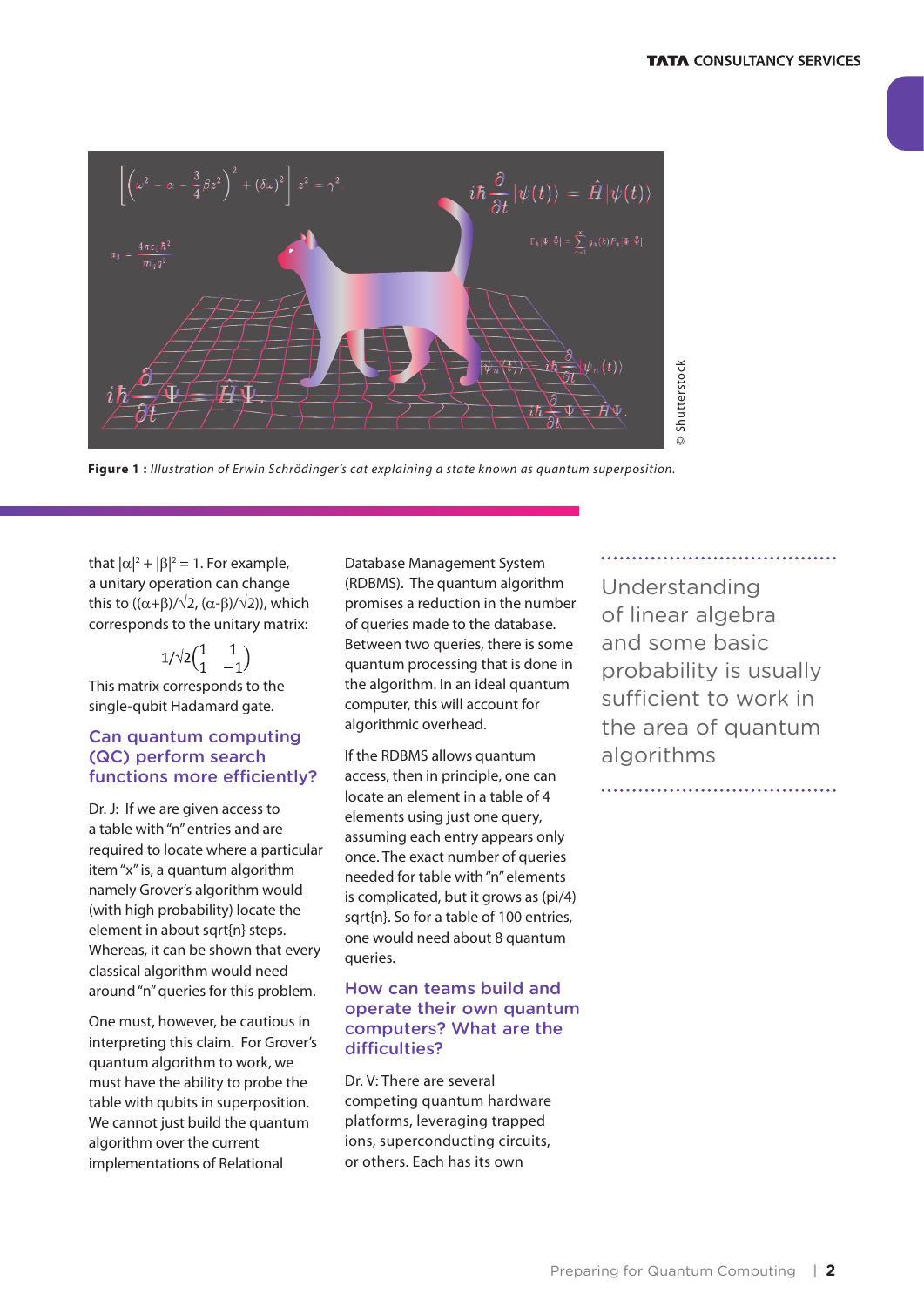**Figure 1 :** *Illustration of Erwin Schrödinger's cat explaining a state known as quantum superposition.*

that $|\alpha|^2 + |\beta|^2 = 1$. For example, a unitary operation can change this to $((\alpha+\beta)/\sqrt{2}, (\alpha-\beta)/\sqrt{2})$, which corresponds to the unitary matrix:

$$1/\sqrt{2}\begin{pmatrix} 1 & 1 \\ 1 & -1 \end{pmatrix}$$

This matrix corresponds to the single-qubit Hadamard gate.

## Can quantum computing (QC) perform search functions more efficiently?

Dr. J: If we are given access to a table with "n" entries and are required to locate where a particular item "x" is, a quantum algorithm namely Grover's algorithm would (with high probability) locate the element in about sqrt{n} steps. Whereas, it can be shown that every classical algorithm would need around "n" queries for this problem.

One must, however, be cautious in interpreting this claim. For Grover's quantum algorithm to work, we must have the ability to probe the table with qubits in superposition. We cannot just build the quantum algorithm over the current implementations of Relational Database Management System (RDBMS). The quantum algorithm promises a reduction in the number of queries made to the database. Between two queries, there is some quantum processing that is done in the algorithm. In an ideal quantum computer, this will account for algorithmic overhead.

If the RDBMS allows quantum access, then in principle, one can locate an element in a table of 4 elements using just one query, assuming each entry appears only once. The exact number of queries needed for table with "n" elements is complicated, but it grows as (pi/4) sqrt{n}. So for a table of 100 entries, one would need about 8 quantum queries.

## How can teams build and operate their own quantum computers? What are the difficulties?

Dr. V: There are several competing quantum hardware platforms, leveraging trapped ions, superconducting circuits, or others. Each has its own

> Understanding of linear algebra and some basic probability is usually sufficient to work in the area of quantum algorithms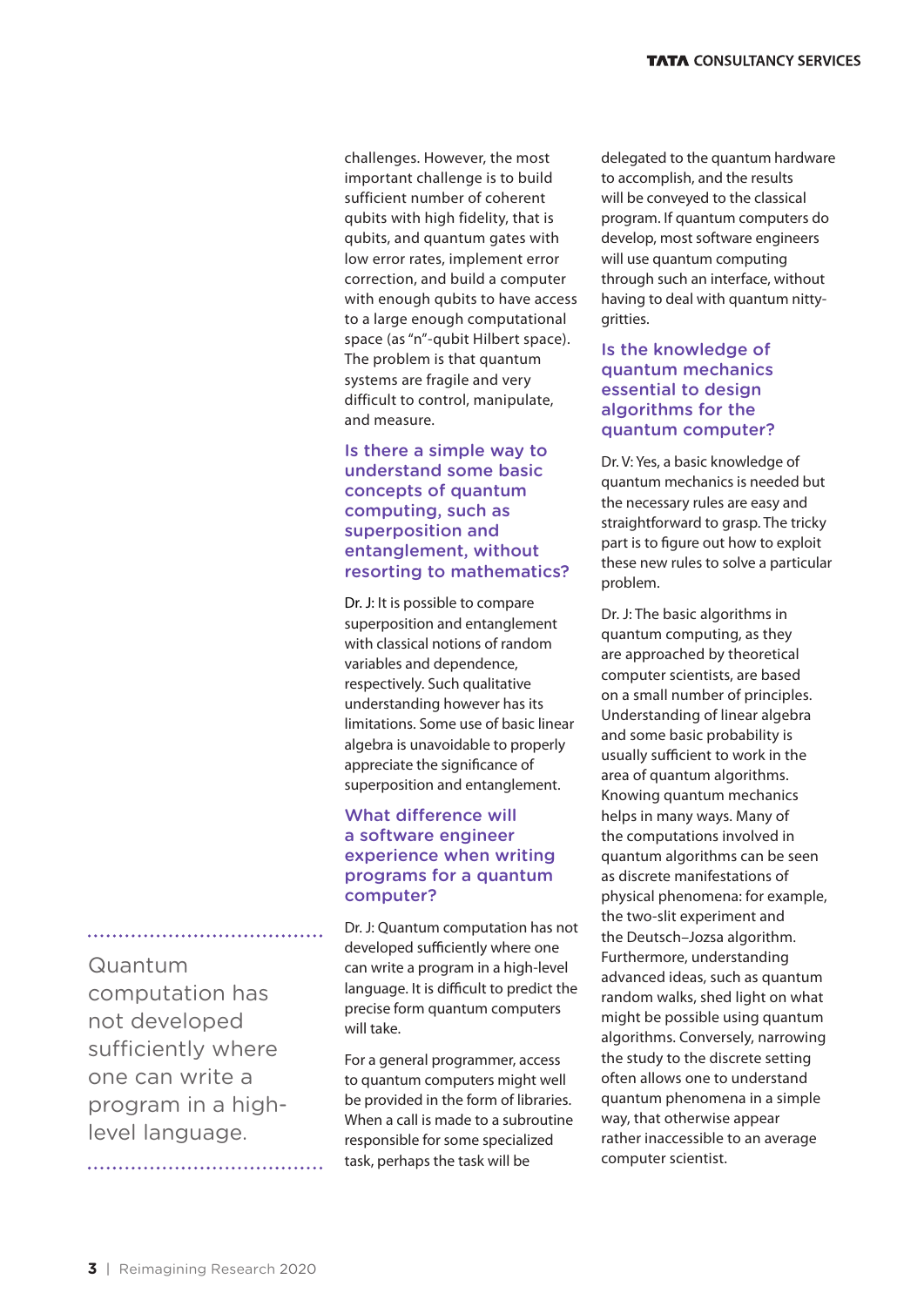challenges. However, the most important challenge is to build sufficient number of coherent qubits with high fidelity, that is qubits, and quantum gates with low error rates, implement error correction, and build a computer with enough qubits to have access to a large enough computational space (as "n"-qubit Hilbert space). The problem is that quantum systems are fragile and very difficult to control, manipulate, and measure.

### Is there a simple way to understand some basic concepts of quantum computing, such as superposition and entanglement, without resorting to mathematics?

Dr. J: It is possible to compare superposition and entanglement with classical notions of random variables and dependence, respectively. Such qualitative understanding however has its limitations. Some use of basic linear algebra is unavoidable to properly appreciate the significance of superposition and entanglement.

### What difference will a software engineer experience when writing programs for a quantum computer?

Dr. J: Quantum computation has not developed sufficiently where one can write a program in a high-level language. It is difficult to predict the precise form quantum computers will take.

For a general programmer, access to quantum computers might well be provided in the form of libraries. When a call is made to a subroutine responsible for some specialized task, perhaps the task will be delegated to the quantum hardware to accomplish, and the results will be conveyed to the classical program. If quantum computers do develop, most software engineers will use quantum computing through such an interface, without having to deal with quantum nitty-gritties.

> Quantum computation has not developed sufficiently where one can write a program in a high-level language.

### Is the knowledge of quantum mechanics essential to design algorithms for the quantum computer?

Dr. V: Yes, a basic knowledge of quantum mechanics is needed but the necessary rules are easy and straightforward to grasp. The tricky part is to figure out how to exploit these new rules to solve a particular problem.

Dr. J: The basic algorithms in quantum computing, as they are approached by theoretical computer scientists, are based on a small number of principles. Understanding of linear algebra and some basic probability is usually sufficient to work in the area of quantum algorithms. Knowing quantum mechanics helps in many ways. Many of the computations involved in quantum algorithms can be seen as discrete manifestations of physical phenomena: for example, the two-slit experiment and the Deutsch–Jozsa algorithm. Furthermore, understanding advanced ideas, such as quantum random walks, shed light on what might be possible using quantum algorithms. Conversely, narrowing the study to the discrete setting often allows one to understand quantum phenomena in a simple way, that otherwise appear rather inaccessible to an average computer scientist.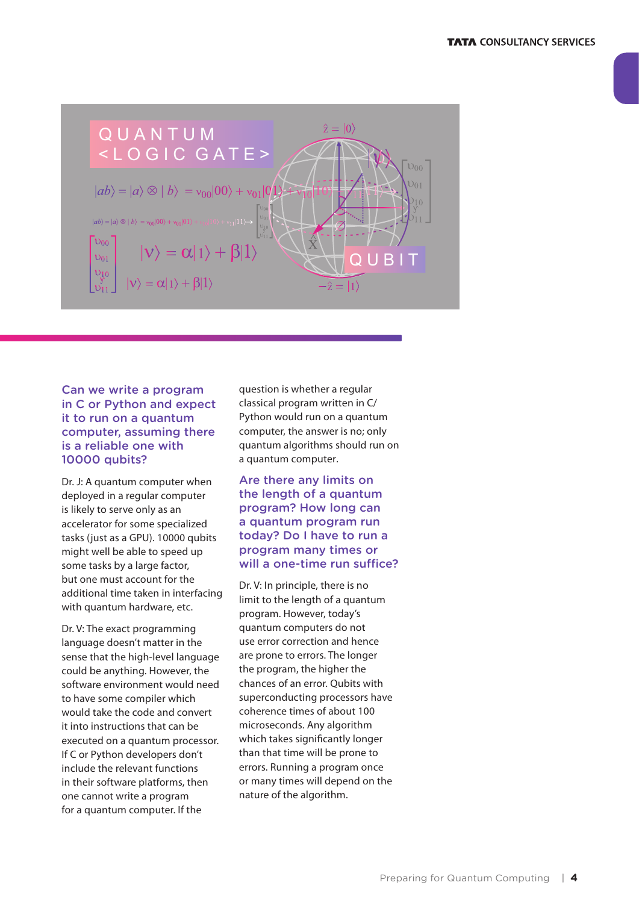## Can we write a program in C or Python and expect it to run on a quantum computer, assuming there is a reliable one with 10000 qubits?

Dr. J: A quantum computer when deployed in a regular computer is likely to serve only as an accelerator for some specialized tasks (just as a GPU). 10000 qubits might well be able to speed up some tasks by a large factor, but one must account for the additional time taken in interfacing with quantum hardware, etc.

Dr. V: The exact programming language doesn't matter in the sense that the high-level language could be anything. However, the software environment would need to have some compiler which would take the code and convert it into instructions that can be executed on a quantum processor. If C or Python developers don't include the relevant functions in their software platforms, then one cannot write a program for a quantum computer. If the question is whether a regular classical program written in C/Python would run on a quantum computer, the answer is no; only quantum algorithms should run on a quantum computer.

## Are there any limits on the length of a quantum program? How long can a quantum program run today? Do I have to run a program many times or will a one-time run suffice?

Dr. V: In principle, there is no limit to the length of a quantum program. However, today's quantum computers do not use error correction and hence are prone to errors. The longer the program, the higher the chances of an error. Qubits with superconducting processors have coherence times of about 100 microseconds. Any algorithm which takes significantly longer than that time will be prone to errors. Running a program once or many times will depend on the nature of the algorithm.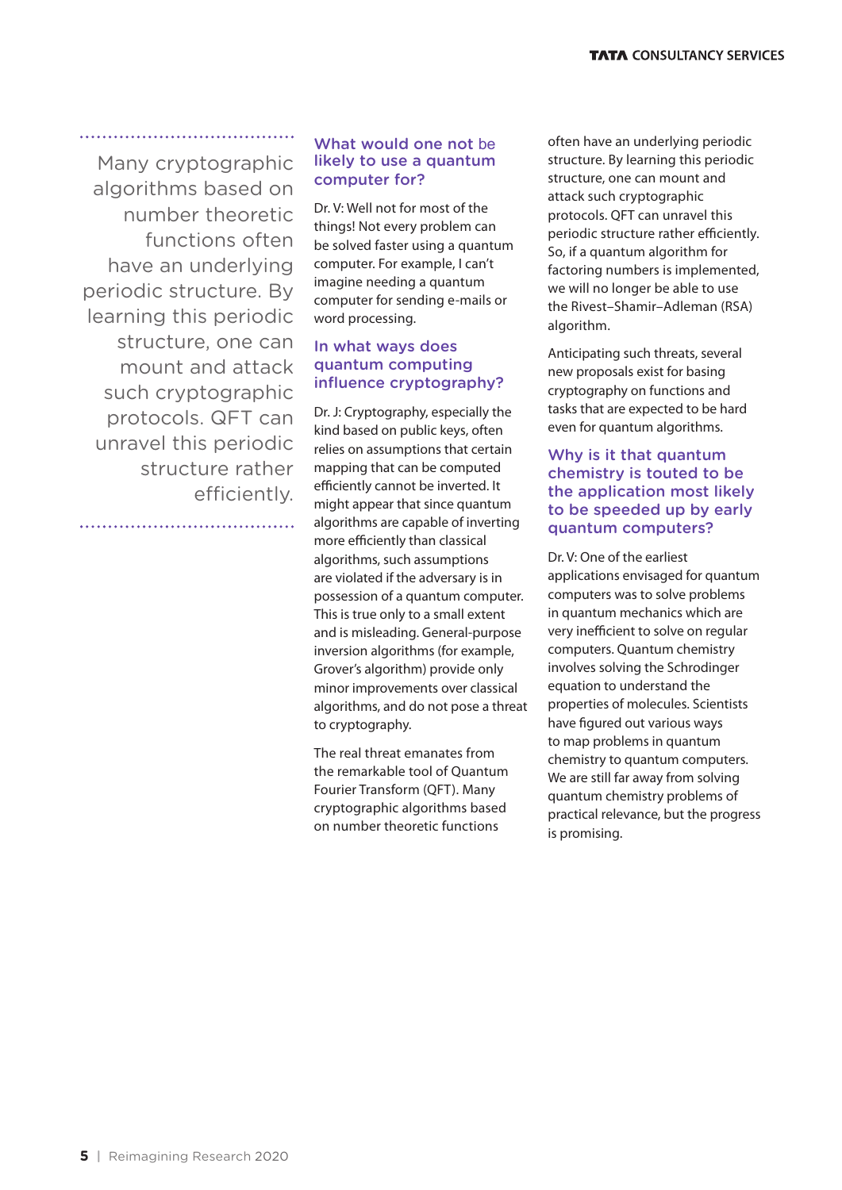> Many cryptographic algorithms based on number theoretic functions often have an underlying periodic structure. By learning this periodic structure, one can mount and attack such cryptographic protocols. QFT can unravel this periodic structure rather efficiently.

### What would one not be likely to use a quantum computer for?

Dr. V: Well not for most of the things! Not every problem can be solved faster using a quantum computer. For example, I can't imagine needing a quantum computer for sending e-mails or word processing.

### In what ways does quantum computing influence cryptography?

Dr. J: Cryptography, especially the kind based on public keys, often relies on assumptions that certain mapping that can be computed efficiently cannot be inverted. It might appear that since quantum algorithms are capable of inverting more efficiently than classical algorithms, such assumptions are violated if the adversary is in possession of a quantum computer. This is true only to a small extent and is misleading. General-purpose inversion algorithms (for example, Grover's algorithm) provide only minor improvements over classical algorithms, and do not pose a threat to cryptography.

The real threat emanates from the remarkable tool of Quantum Fourier Transform (QFT). Many cryptographic algorithms based on number theoretic functions often have an underlying periodic structure. By learning this periodic structure, one can mount and attack such cryptographic protocols. QFT can unravel this periodic structure rather efficiently. So, if a quantum algorithm for factoring numbers is implemented, we will no longer be able to use the Rivest–Shamir–Adleman (RSA) algorithm.

Anticipating such threats, several new proposals exist for basing cryptography on functions and tasks that are expected to be hard even for quantum algorithms.

### Why is it that quantum chemistry is touted to be the application most likely to be speeded up by early quantum computers?

Dr. V: One of the earliest applications envisaged for quantum computers was to solve problems in quantum mechanics which are very inefficient to solve on regular computers. Quantum chemistry involves solving the Schrodinger equation to understand the properties of molecules. Scientists have figured out various ways to map problems in quantum chemistry to quantum computers. We are still far away from solving quantum chemistry problems of practical relevance, but the progress is promising.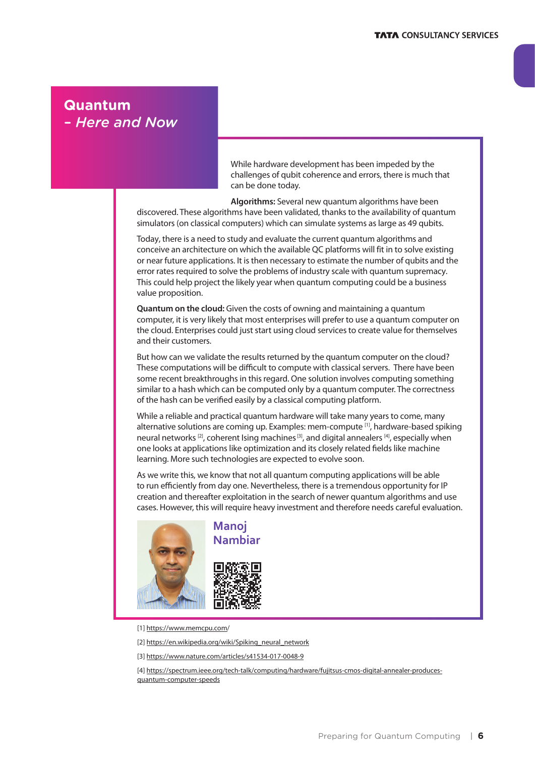# Quantum
## *- Here and Now*

While hardware development has been impeded by the challenges of qubit coherence and errors, there is much that can be done today.

**Algorithms:** Several new quantum algorithms have been discovered. These algorithms have been validated, thanks to the availability of quantum simulators (on classical computers) which can simulate systems as large as 49 qubits.

Today, there is a need to study and evaluate the current quantum algorithms and conceive an architecture on which the available QC platforms will fit in to solve existing or near future applications. It is then necessary to estimate the number of qubits and the error rates required to solve the problems of industry scale with quantum supremacy. This could help project the likely year when quantum computing could be a business value proposition.

**Quantum on the cloud:** Given the costs of owning and maintaining a quantum computer, it is very likely that most enterprises will prefer to use a quantum computer on the cloud. Enterprises could just start using cloud services to create value for themselves and their customers.

But how can we validate the results returned by the quantum computer on the cloud? These computations will be difficult to compute with classical servers. There have been some recent breakthroughs in this regard. One solution involves computing something similar to a hash which can be computed only by a quantum computer. The correctness of the hash can be verified easily by a classical computing platform.

While a reliable and practical quantum hardware will take many years to come, many alternative solutions are coming up. Examples: mem-compute [1], hardware-based spiking neural networks [2], coherent Ising machines [3], and digital annealers [4], especially when one looks at applications like optimization and its closely related fields like machine learning. More such technologies are expected to evolve soon.

As we write this, we know that not all quantum computing applications will be able to run efficiently from day one. Nevertheless, there is a tremendous opportunity for IP creation and thereafter exploitation in the search of newer quantum algorithms and use cases. However, this will require heavy investment and therefore needs careful evaluation.

**Manoj Nambiar**

[1] https://www.memcpu.com/

[2] https://en.wikipedia.org/wiki/Spiking_neural_network

[3] https://www.nature.com/articles/s41534-017-0048-9

[4] https://spectrum.ieee.org/tech-talk/computing/hardware/fujitsus-cmos-digital-annealer-produces-quantum-computer-speeds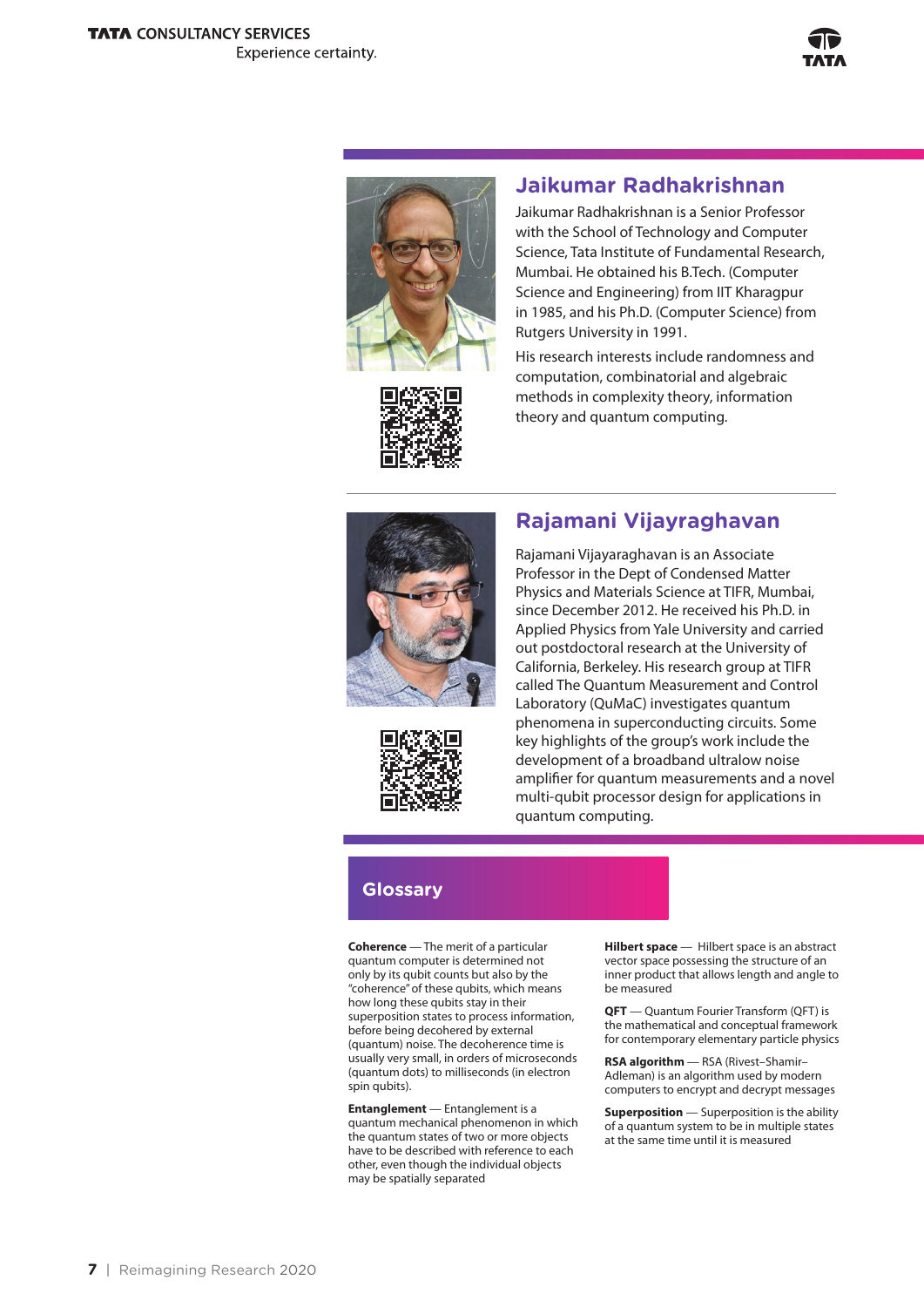## Jaikumar Radhakrishnan

Jaikumar Radhakrishnan is a Senior Professor with the School of Technology and Computer Science, Tata Institute of Fundamental Research, Mumbai. He obtained his B.Tech. (Computer Science and Engineering) from IIT Kharagpur in 1985, and his Ph.D. (Computer Science) from Rutgers University in 1991.

His research interests include randomness and computation, combinatorial and algebraic methods in complexity theory, information theory and quantum computing.

## Rajamani Vijayraghavan

Rajamani Vijayaraghavan is an Associate Professor in the Dept of Condensed Matter Physics and Materials Science at TIFR, Mumbai, since December 2012. He received his Ph.D. in Applied Physics from Yale University and carried out postdoctoral research at the University of California, Berkeley. His research group at TIFR called The Quantum Measurement and Control Laboratory (QuMaC) investigates quantum phenomena in superconducting circuits. Some key highlights of the group's work include the development of a broadband ultralow noise amplifier for quantum measurements and a novel multi-qubit processor design for applications in quantum computing.

## Glossary

**Coherence** — The merit of a particular quantum computer is determined not only by its qubit counts but also by the "coherence" of these qubits, which means how long these qubits stay in their superposition states to process information, before being decohered by external (quantum) noise. The decoherence time is usually very small, in orders of microseconds (quantum dots) to milliseconds (in electron spin qubits).

**Entanglement** — Entanglement is a quantum mechanical phenomenon in which the quantum states of two or more objects have to be described with reference to each other, even though the individual objects may be spatially separated

**Hilbert space** — Hilbert space is an abstract vector space possessing the structure of an inner product that allows length and angle to be measured

**QFT** — Quantum Fourier Transform (QFT) is the mathematical and conceptual framework for contemporary elementary particle physics

**RSA algorithm** — RSA (Rivest–Shamir–Adleman) is an algorithm used by modern computers to encrypt and decrypt messages

**Superposition** — Superposition is the ability of a quantum system to be in multiple states at the same time until it is measured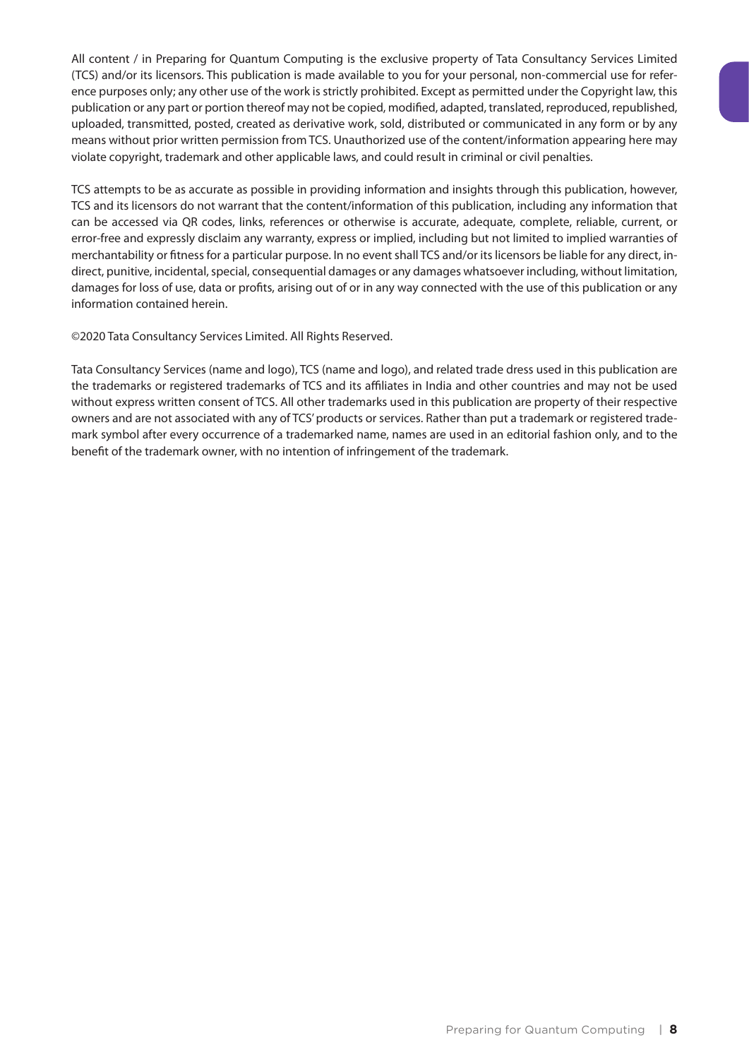All content / in Preparing for Quantum Computing is the exclusive property of Tata Consultancy Services Limited (TCS) and/or its licensors. This publication is made available to you for your personal, non-commercial use for reference purposes only; any other use of the work is strictly prohibited. Except as permitted under the Copyright law, this publication or any part or portion thereof may not be copied, modified, adapted, translated, reproduced, republished, uploaded, transmitted, posted, created as derivative work, sold, distributed or communicated in any form or by any means without prior written permission from TCS. Unauthorized use of the content/information appearing here may violate copyright, trademark and other applicable laws, and could result in criminal or civil penalties.

TCS attempts to be as accurate as possible in providing information and insights through this publication, however, TCS and its licensors do not warrant that the content/information of this publication, including any information that can be accessed via QR codes, links, references or otherwise is accurate, adequate, complete, reliable, current, or error-free and expressly disclaim any warranty, express or implied, including but not limited to implied warranties of merchantability or fitness for a particular purpose. In no event shall TCS and/or its licensors be liable for any direct, indirect, punitive, incidental, special, consequential damages or any damages whatsoever including, without limitation, damages for loss of use, data or profits, arising out of or in any way connected with the use of this publication or any information contained herein.

©2020 Tata Consultancy Services Limited. All Rights Reserved.

Tata Consultancy Services (name and logo), TCS (name and logo), and related trade dress used in this publication are the trademarks or registered trademarks of TCS and its affiliates in India and other countries and may not be used without express written consent of TCS. All other trademarks used in this publication are property of their respective owners and are not associated with any of TCS' products or services. Rather than put a trademark or registered trademark symbol after every occurrence of a trademarked name, names are used in an editorial fashion only, and to the benefit of the trademark owner, with no intention of infringement of the trademark.